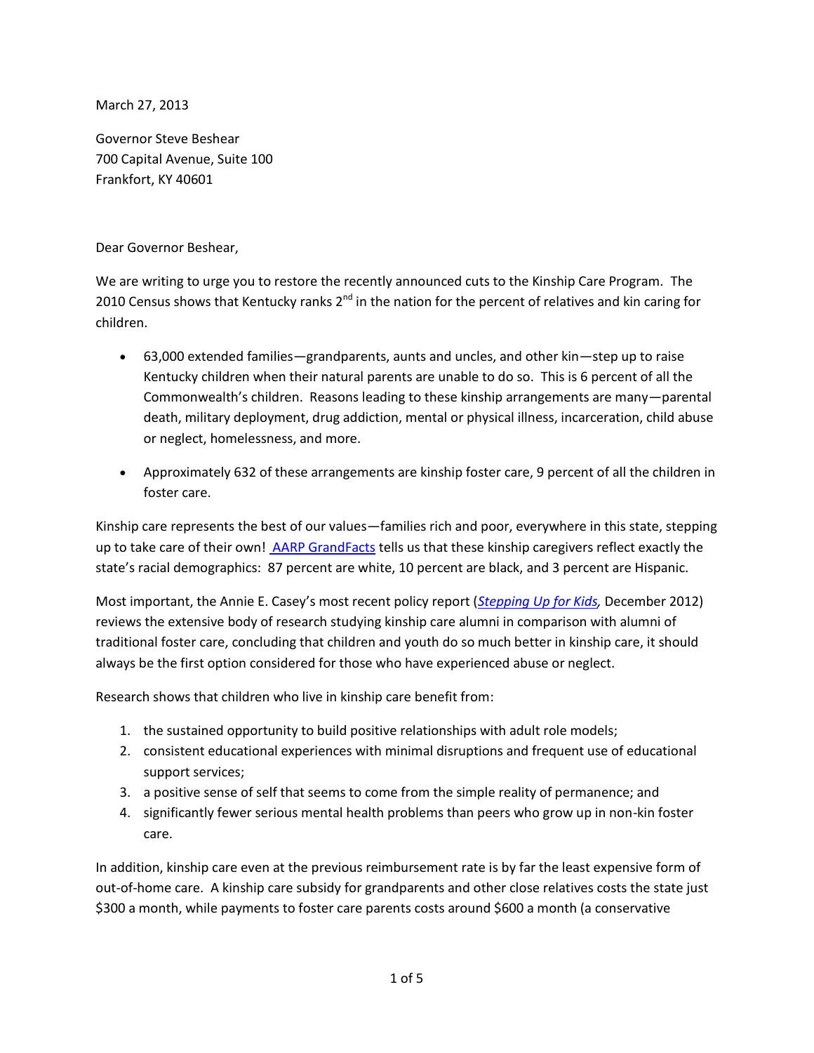March 27, 2013

Governor Steve Beshear
700 Capital Avenue, Suite 100
Frankfort, KY 40601

Dear Governor Beshear,

We are writing to urge you to restore the recently announced cuts to the Kinship Care Program. The 2010 Census shows that Kentucky ranks 2nd in the nation for the percent of relatives and kin caring for children.

- 63,000 extended families—grandparents, aunts and uncles, and other kin—step up to raise Kentucky children when their natural parents are unable to do so. This is 6 percent of all the Commonwealth's children. Reasons leading to these kinship arrangements are many—parental death, military deployment, drug addiction, mental or physical illness, incarceration, child abuse or neglect, homelessness, and more.

- Approximately 632 of these arrangements are kinship foster care, 9 percent of all the children in foster care.

Kinship care represents the best of our values—families rich and poor, everywhere in this state, stepping up to take care of their own! AARP GrandFacts tells us that these kinship caregivers reflect exactly the state's racial demographics: 87 percent are white, 10 percent are black, and 3 percent are Hispanic.

Most important, the Annie E. Casey's most recent policy report (*Stepping Up for Kids*, December 2012) reviews the extensive body of research studying kinship care alumni in comparison with alumni of traditional foster care, concluding that children and youth do so much better in kinship care, it should always be the first option considered for those who have experienced abuse or neglect.

Research shows that children who live in kinship care benefit from:

1. the sustained opportunity to build positive relationships with adult role models;
2. consistent educational experiences with minimal disruptions and frequent use of educational support services;
3. a positive sense of self that seems to come from the simple reality of permanence; and
4. significantly fewer serious mental health problems than peers who grow up in non-kin foster care.

In addition, kinship care even at the previous reimbursement rate is by far the least expensive form of out-of-home care. A kinship care subsidy for grandparents and other close relatives costs the state just $300 a month, while payments to foster care parents costs around $600 a month (a conservative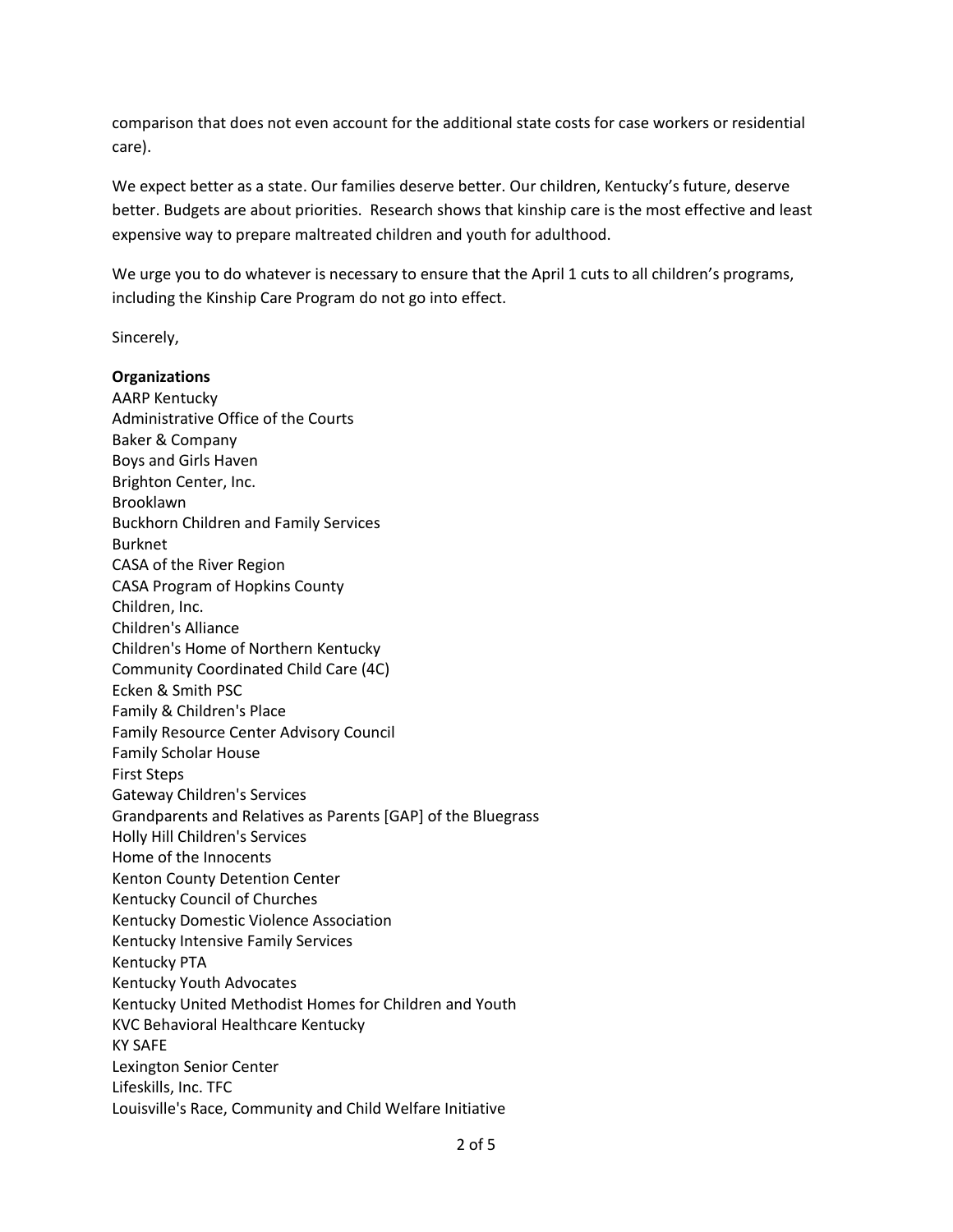comparison that does not even account for the additional state costs for case workers or residential care).

We expect better as a state. Our families deserve better. Our children, Kentucky's future, deserve better. Budgets are about priorities. Research shows that kinship care is the most effective and least expensive way to prepare maltreated children and youth for adulthood.

We urge you to do whatever is necessary to ensure that the April 1 cuts to all children's programs, including the Kinship Care Program do not go into effect.

Sincerely,

**Organizations**

AARP Kentucky
Administrative Office of the Courts
Baker & Company
Boys and Girls Haven
Brighton Center, Inc.
Brooklawn
Buckhorn Children and Family Services
Burknet
CASA of the River Region
CASA Program of Hopkins County
Children, Inc.
Children's Alliance
Children's Home of Northern Kentucky
Community Coordinated Child Care (4C)
Ecken & Smith PSC
Family & Children's Place
Family Resource Center Advisory Council
Family Scholar House
First Steps
Gateway Children's Services
Grandparents and Relatives as Parents [GAP] of the Bluegrass
Holly Hill Children's Services
Home of the Innocents
Kenton County Detention Center
Kentucky Council of Churches
Kentucky Domestic Violence Association
Kentucky Intensive Family Services
Kentucky PTA
Kentucky Youth Advocates
Kentucky United Methodist Homes for Children and Youth
KVC Behavioral Healthcare Kentucky
KY SAFE
Lexington Senior Center
Lifeskills, Inc. TFC
Louisville's Race, Community and Child Welfare Initiative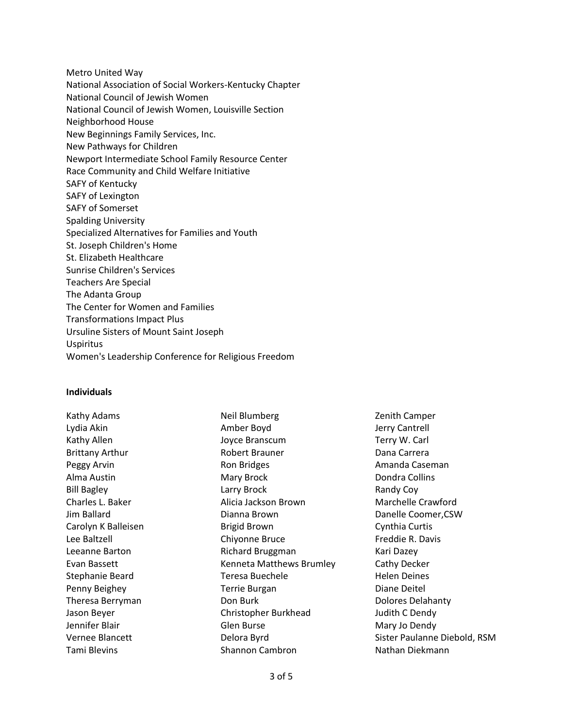Metro United Way
National Association of Social Workers-Kentucky Chapter
National Council of Jewish Women
National Council of Jewish Women, Louisville Section
Neighborhood House
New Beginnings Family Services, Inc.
New Pathways for Children
Newport Intermediate School Family Resource Center
Race Community and Child Welfare Initiative
SAFY of Kentucky
SAFY of Lexington
SAFY of Somerset
Spalding University
Specialized Alternatives for Families and Youth
St. Joseph Children's Home
St. Elizabeth Healthcare
Sunrise Children's Services
Teachers Are Special
The Adanta Group
The Center for Women and Families
Transformations Impact Plus
Ursuline Sisters of Mount Saint Joseph
Uspiritus
Women's Leadership Conference for Religious Freedom

**Individuals**

Kathy Adams
Lydia Akin
Kathy Allen
Brittany Arthur
Peggy Arvin
Alma Austin
Bill Bagley
Charles L. Baker
Jim Ballard
Carolyn K Balleisen
Lee Baltzell
Leeanne Barton
Evan Bassett
Stephanie Beard
Penny Beighey
Theresa Berryman
Jason Beyer
Jennifer Blair
Vernee Blancett
Tami Blevins
Neil Blumberg
Amber Boyd
Joyce Branscum
Robert Brauner
Ron Bridges
Mary Brock
Larry Brock
Alicia Jackson Brown
Dianna Brown
Brigid Brown
Chiyonne Bruce
Richard Bruggman
Kenneta Matthews Brumley
Teresa Buechele
Terrie Burgan
Don Burk
Christopher Burkhead
Glen Burse
Delora Byrd
Shannon Cambron
Zenith Camper
Jerry Cantrell
Terry W. Carl
Dana Carrera
Amanda Caseman
Dondra Collins
Randy Coy
Marchelle Crawford
Danelle Coomer,CSW
Cynthia Curtis
Freddie R. Davis
Kari Dazey
Cathy Decker
Helen Deines
Diane Deitel
Dolores Delahanty
Judith C Dendy
Mary Jo Dendy
Sister Paulanne Diebold, RSM
Nathan Diekmann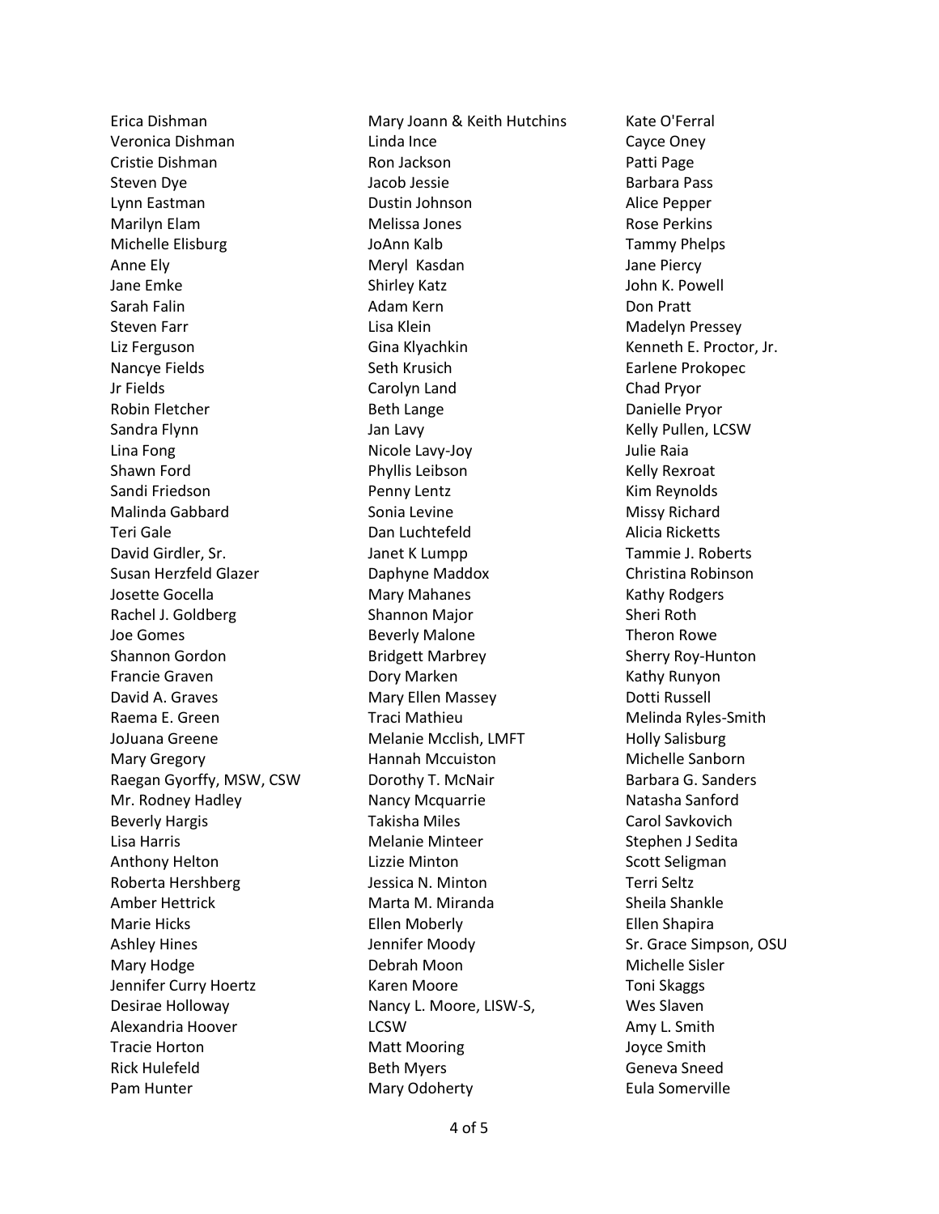Erica Dishman
Veronica Dishman
Cristie Dishman
Steven Dye
Lynn Eastman
Marilyn Elam
Michelle Elisburg
Anne Ely
Jane Emke
Sarah Falin
Steven Farr
Liz Ferguson
Nancye Fields
Jr Fields
Robin Fletcher
Sandra Flynn
Lina Fong
Shawn Ford
Sandi Friedson
Malinda Gabbard
Teri Gale
David Girdler, Sr.
Susan Herzfeld Glazer
Josette Gocella
Rachel J. Goldberg
Joe Gomes
Shannon Gordon
Francie Graven
David A. Graves
Raema E. Green
JoJuana Greene
Mary Gregory
Raegan Gyorffy, MSW, CSW
Mr. Rodney Hadley
Beverly Hargis
Lisa Harris
Anthony Helton
Roberta Hershberg
Amber Hettrick
Marie Hicks
Ashley Hines
Mary Hodge
Jennifer Curry Hoertz
Desirae Holloway
Alexandria Hoover
Tracie Horton
Rick Hulefeld
Pam Hunter
Mary Joann & Keith Hutchins
Linda Ince
Ron Jackson
Jacob Jessie
Dustin Johnson
Melissa Jones
JoAnn Kalb
Meryl Kasdan
Shirley Katz
Adam Kern
Lisa Klein
Gina Klyachkin
Seth Krusich
Carolyn Land
Beth Lange
Jan Lavy
Nicole Lavy-Joy
Phyllis Leibson
Penny Lentz
Sonia Levine
Dan Luchtefeld
Janet K Lumpp
Daphyne Maddox
Mary Mahanes
Shannon Major
Beverly Malone
Bridgett Marbrey
Dory Marken
Mary Ellen Massey
Traci Mathieu
Melanie Mcclish, LMFT
Hannah Mccuiston
Dorothy T. McNair
Nancy Mcquarrie
Takisha Miles
Melanie Minteer
Lizzie Minton
Jessica N. Minton
Marta M. Miranda
Ellen Moberly
Jennifer Moody
Debrah Moon
Karen Moore
Nancy L. Moore, LISW-S, LCSW
Matt Mooring
Beth Myers
Mary Odoherty
Kate O'Ferral
Cayce Oney
Patti Page
Barbara Pass
Alice Pepper
Rose Perkins
Tammy Phelps
Jane Piercy
John K. Powell
Don Pratt
Madelyn Pressey
Kenneth E. Proctor, Jr.
Earlene Prokopec
Chad Pryor
Danielle Pryor
Kelly Pullen, LCSW
Julie Raia
Kelly Rexroat
Kim Reynolds
Missy Richard
Alicia Ricketts
Tammie J. Roberts
Christina Robinson
Kathy Rodgers
Sheri Roth
Theron Rowe
Sherry Roy-Hunton
Kathy Runyon
Dotti Russell
Melinda Ryles-Smith
Holly Salisburg
Michelle Sanborn
Barbara G. Sanders
Natasha Sanford
Carol Savkovich
Stephen J Sedita
Scott Seligman
Terri Seltz
Sheila Shankle
Ellen Shapira
Sr. Grace Simpson, OSU
Michelle Sisler
Toni Skaggs
Wes Slaven
Amy L. Smith
Joyce Smith
Geneva Sneed
Eula Somerville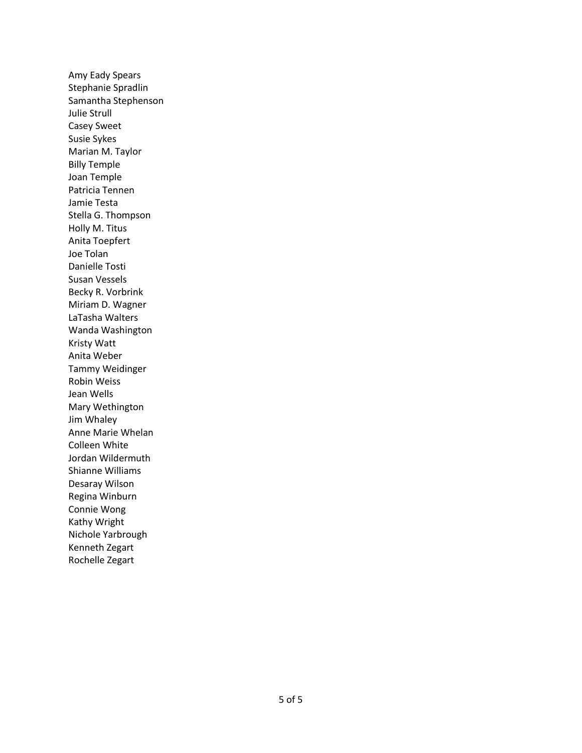Amy Eady Spears
Stephanie Spradlin
Samantha Stephenson
Julie Strull
Casey Sweet
Susie Sykes
Marian M. Taylor
Billy Temple
Joan Temple
Patricia Tennen
Jamie Testa
Stella G. Thompson
Holly M. Titus
Anita Toepfert
Joe Tolan
Danielle Tosti
Susan Vessels
Becky R. Vorbrink
Miriam D. Wagner
LaTasha Walters
Wanda Washington
Kristy Watt
Anita Weber
Tammy Weidinger
Robin Weiss
Jean Wells
Mary Wethington
Jim Whaley
Anne Marie Whelan
Colleen White
Jordan Wildermuth
Shianne Williams
Desaray Wilson
Regina Winburn
Connie Wong
Kathy Wright
Nichole Yarbrough
Kenneth Zegart
Rochelle Zegart